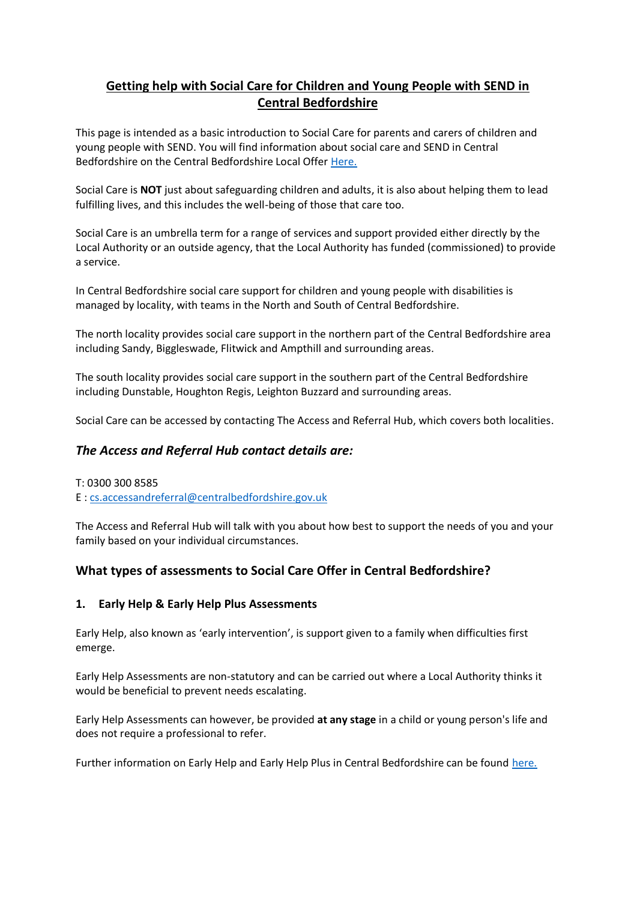# Getting help with Social Care for Children and Young People with SEND in Central Bedfordshire

This page is intended as a basic introduction to Social Care for parents and carers of children and young people with SEND. You will find information about social care and SEND in Central Bedfordshire on the Central Bedfordshire Local Offer [Here.]

Social Care is **NOT** just about safeguarding children and adults, it is also about helping them to lead fulfilling lives, and this includes the well-being of those that care too.

Social Care is an umbrella term for a range of services and support provided either directly by the Local Authority or an outside agency, that the Local Authority has funded (commissioned) to provide a service.

In Central Bedfordshire social care support for children and young people with disabilities is managed by locality, with teams in the North and South of Central Bedfordshire.

The north locality provides social care support in the northern part of the Central Bedfordshire area including Sandy, Biggleswade, Flitwick and Ampthill and surrounding areas.

The south locality provides social care support in the southern part of the Central Bedfordshire including Dunstable, Houghton Regis, Leighton Buzzard and surrounding areas.

Social Care can be accessed by contacting The Access and Referral Hub, which covers both localities.

## *The Access and Referral Hub contact details are:*

T: 0300 300 8585
E : cs.accessandreferral@centralbedfordshire.gov.uk

The Access and Referral Hub will talk with you about how best to support the needs of you and your family based on your individual circumstances.

## What types of assessments to Social Care Offer in Central Bedfordshire?

### 1. Early Help & Early Help Plus Assessments

Early Help, also known as 'early intervention', is support given to a family when difficulties first emerge.

Early Help Assessments are non-statutory and can be carried out where a Local Authority thinks it would be beneficial to prevent needs escalating.

Early Help Assessments can however, be provided **at any stage** in a child or young person's life and does not require a professional to refer.

Further information on Early Help and Early Help Plus in Central Bedfordshire can be found [here.]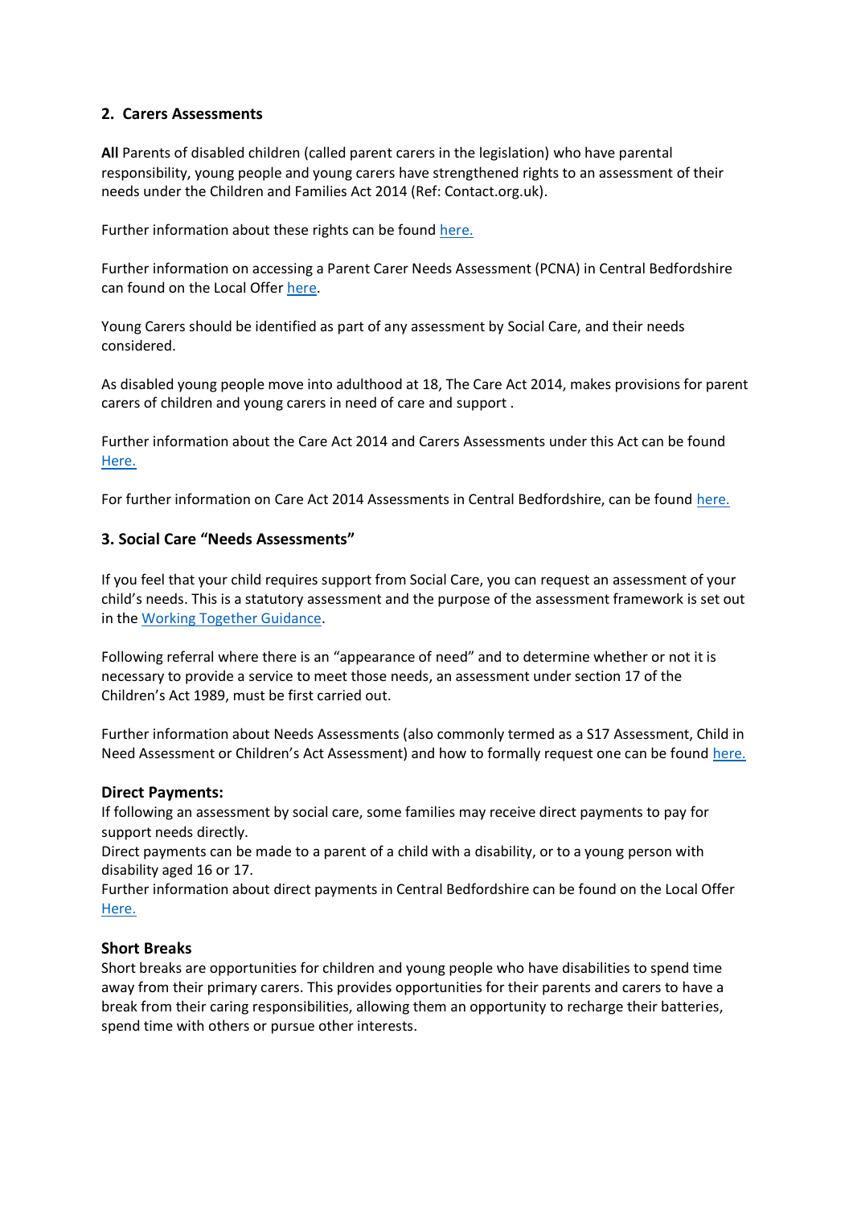## 2. Carers Assessments

**All** Parents of disabled children (called parent carers in the legislation) who have parental responsibility, young people and young carers have strengthened rights to an assessment of their needs under the Children and Families Act 2014 (Ref: Contact.org.uk).

Further information about these rights can be found here.

Further information on accessing a Parent Carer Needs Assessment (PCNA) in Central Bedfordshire can found on the Local Offer here.

Young Carers should be identified as part of any assessment by Social Care, and their needs considered.

As disabled young people move into adulthood at 18, The Care Act 2014, makes provisions for parent carers of children and young carers in need of care and support .

Further information about the Care Act 2014 and Carers Assessments under this Act can be found Here.

For further information on Care Act 2014 Assessments in Central Bedfordshire, can be found here.

## 3. Social Care "Needs Assessments"

If you feel that your child requires support from Social Care, you can request an assessment of your child's needs. This is a statutory assessment and the purpose of the assessment framework is set out in the Working Together Guidance.

Following referral where there is an "appearance of need" and to determine whether or not it is necessary to provide a service to meet those needs, an assessment under section 17 of the Children's Act 1989, must be first carried out.

Further information about Needs Assessments (also commonly termed as a S17 Assessment, Child in Need Assessment or Children's Act Assessment) and how to formally request one can be found here.

### Direct Payments:

If following an assessment by social care, some families may receive direct payments to pay for support needs directly.
Direct payments can be made to a parent of a child with a disability, or to a young person with disability aged 16 or 17.
Further information about direct payments in Central Bedfordshire can be found on the Local Offer Here.

### Short Breaks

Short breaks are opportunities for children and young people who have disabilities to spend time away from their primary carers. This provides opportunities for their parents and carers to have a break from their caring responsibilities, allowing them an opportunity to recharge their batteries, spend time with others or pursue other interests.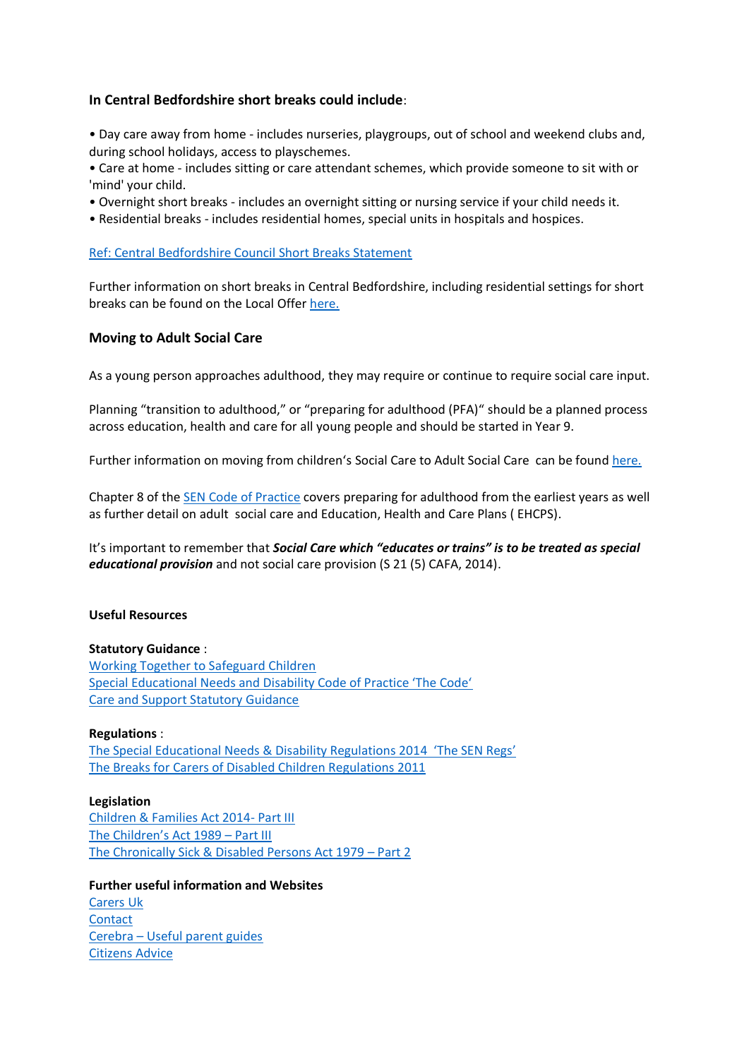### In Central Bedfordshire short breaks could include:

- Day care away from home - includes nurseries, playgroups, out of school and weekend clubs and, during school holidays, access to playschemes.
- Care at home - includes sitting or care attendant schemes, which provide someone to sit with or 'mind' your child.
- Overnight short breaks - includes an overnight sitting or nursing service if your child needs it.
- Residential breaks - includes residential homes, special units in hospitals and hospices.

Ref: Central Bedfordshire Council Short Breaks Statement

Further information on short breaks in Central Bedfordshire, including residential settings for short breaks can be found on the Local Offer here.

### Moving to Adult Social Care

As a young person approaches adulthood, they may require or continue to require social care input.

Planning "transition to adulthood," or "preparing for adulthood (PFA)" should be a planned process across education, health and care for all young people and should be started in Year 9.

Further information on moving from children's Social Care to Adult Social Care can be found here.

Chapter 8 of the SEN Code of Practice covers preparing for adulthood from the earliest years as well as further detail on adult social care and Education, Health and Care Plans ( EHCPS).

It's important to remember that ***Social Care which "educates or trains" is to be treated as special educational provision*** and not social care provision (S 21 (5) CAFA, 2014).

#### Useful Resources

**Statutory Guidance** :

Working Together to Safeguard Children
Special Educational Needs and Disability Code of Practice 'The Code'
Care and Support Statutory Guidance

**Regulations** :

The Special Educational Needs & Disability Regulations 2014 'The SEN Regs'
The Breaks for Carers of Disabled Children Regulations 2011

**Legislation**

Children & Families Act 2014- Part III
The Children's Act 1989 – Part III
The Chronically Sick & Disabled Persons Act 1979 – Part 2

**Further useful information and Websites**

Carers Uk
Contact
Cerebra – Useful parent guides
Citizens Advice